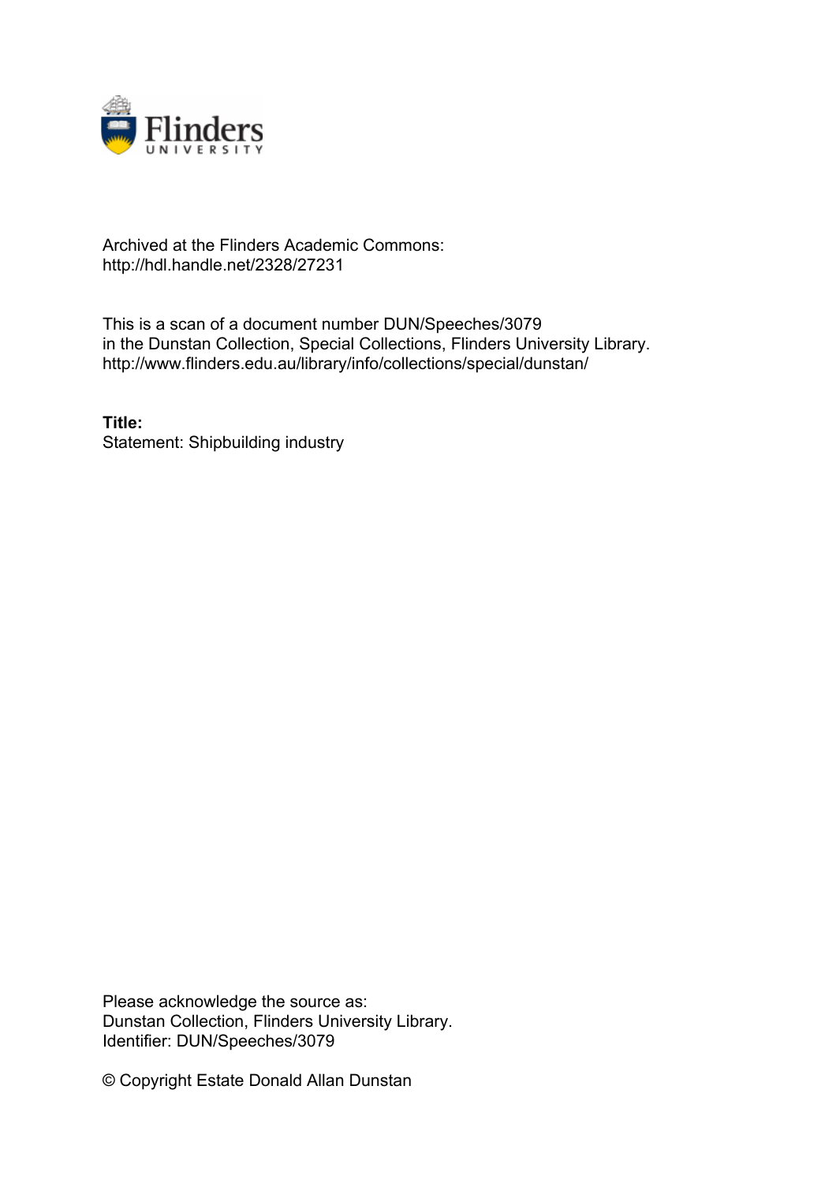Archived at the Flinders Academic Commons:
http://hdl.handle.net/2328/27231

This is a scan of a document number DUN/Speeches/3079
in the Dunstan Collection, Special Collections, Flinders University Library.
http://www.flinders.edu.au/library/info/collections/special/dunstan/

**Title:**
Statement: Shipbuilding industry

Please acknowledge the source as:
Dunstan Collection, Flinders University Library.
Identifier: DUN/Speeches/3079

© Copyright Estate Donald Allan Dunstan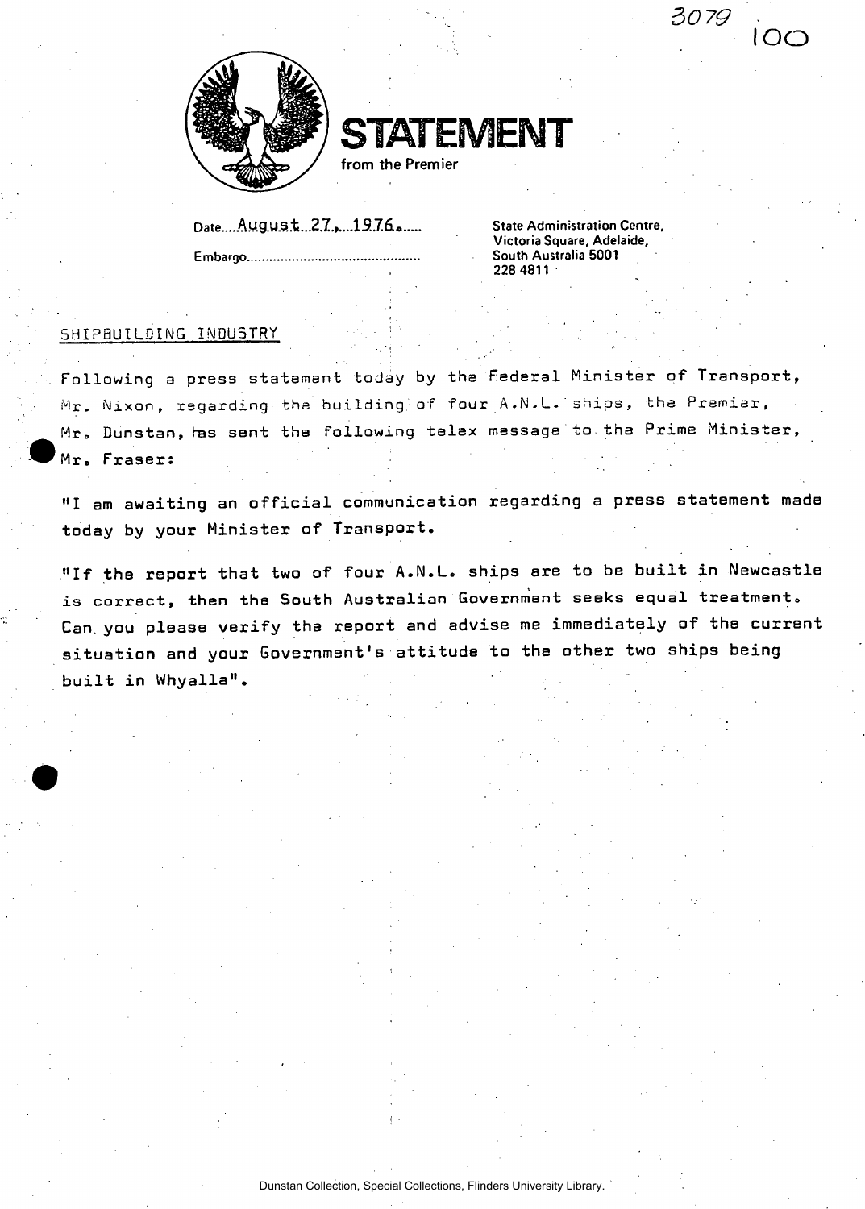3079

100

# STATEMENT

from the Premier

Date....August 27, 1976.....

Embargo..............................................

State Administration Centre,
Victoria Square, Adelaide,
South Australia 5001
228 4811

SHIPBUILDING INDUSTRY

Following a press statement today by the Federal Minister of Transport, Mr. Nixon, regarding the building of four A.N.L. ships, the Premier, Mr. Dunstan, has sent the following telex message to the Prime Minister, Mr. Fraser:

"I am awaiting an official communication regarding a press statement made today by your Minister of Transport.

"If the report that two of four A.N.L. ships are to be built in Newcastle is correct, then the South Australian Government seeks equal treatment. Can you please verify the report and advise me immediately of the current situation and your Government's attitude to the other two ships being built in Whyalla".

Dunstan Collection, Special Collections, Flinders University Library.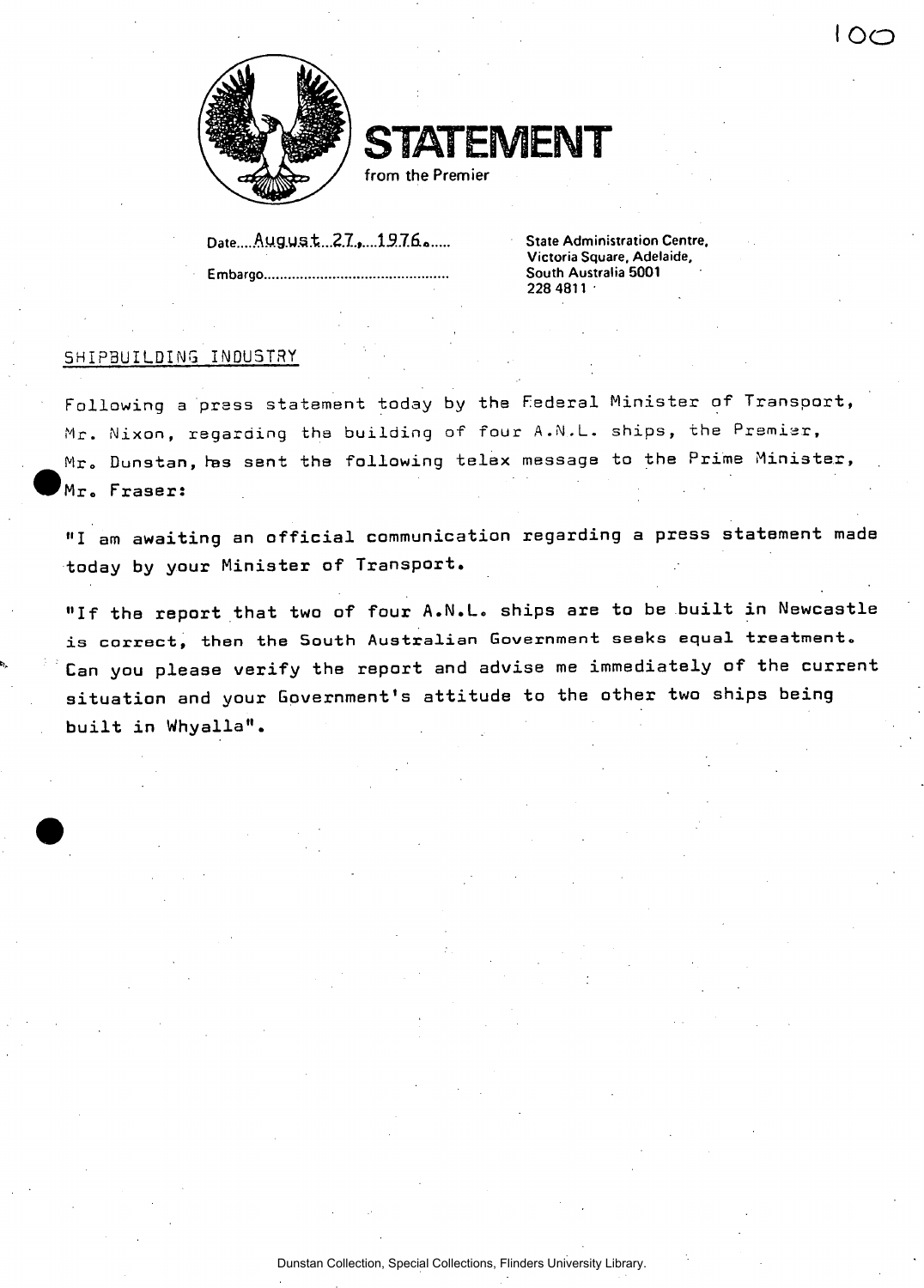# STATEMENT

from the Premier

Date....August 27, 1976......

Embargo..............................................

State Administration Centre,
Victoria Square, Adelaide,
South Australia 5001
228 4811

SHIPBUILDING INDUSTRY

Following a press statement today by the Federal Minister of Transport, Mr. Nixon, regarding the building of four A.N.L. ships, the Premier, Mr. Dunstan, has sent the following telex message to the Prime Minister, Mr. Fraser:

"I am awaiting an official communication regarding a press statement made today by your Minister of Transport.

"If the report that two of four A.N.L. ships are to be built in Newcastle is correct, then the South Australian Government seeks equal treatment. Can you please verify the report and advise me immediately of the current situation and your Government's attitude to the other two ships being built in Whyalla".

Dunstan Collection, Special Collections, Flinders University Library.